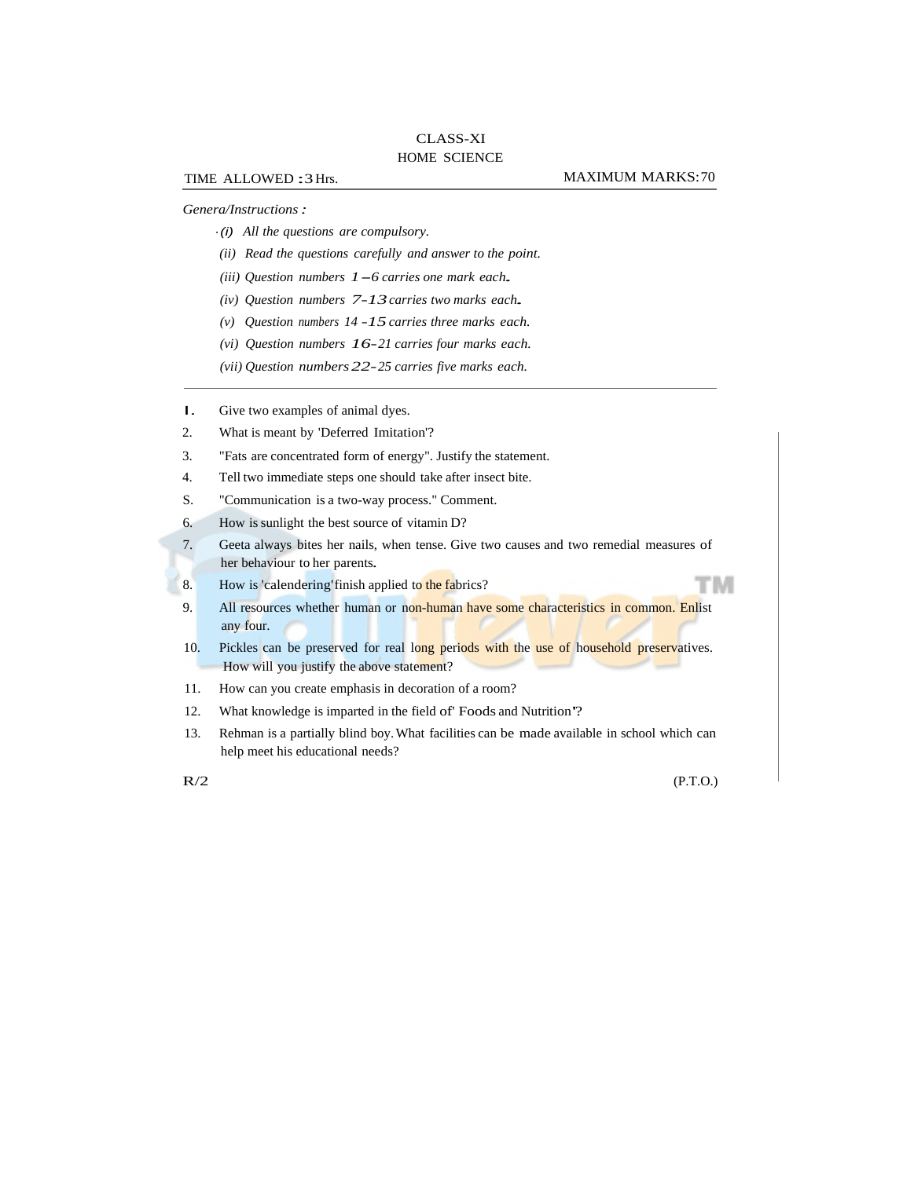# CLASS-XI
## HOME SCIENCE

TIME ALLOWED : 3 Hrs. MAXIMUM MARKS: 70

*Genera/Instructions :*

- *(i) All the questions are compulsory.*
- *(ii) Read the questions carefully and answer to the point.*
- *(iii) Question numbers 1 – 6 carries one mark each.*
- *(iv) Question numbers 7-13 carries two marks each.*
- *(v) Question numbers 14 -15 carries three marks each.*
- *(vi) Question numbers 16-21 carries four marks each.*
- *(vii) Question numbers 22-25 carries five marks each.*

---

1. Give two examples of animal dyes.
2. What is meant by 'Deferred Imitation'?
3. "Fats are concentrated form of energy". Justify the statement.
4. Tell two immediate steps one should take after insect bite.
5. "Communication is a two-way process." Comment.
6. How is sunlight the best source of vitamin D?
7. Geeta always bites her nails, when tense. Give two causes and two remedial measures of her behaviour to her parents.
8. How is 'calendering' finish applied to the fabrics?
9. All resources whether human or non-human have some characteristics in common. Enlist any four.
10. Pickles can be preserved for real long periods with the use of household preservatives. How will you justify the above statement?
11. How can you create emphasis in decoration of a room?
12. What knowledge is imparted in the field of' Foods and Nutrition'?
13. Rehman is a partially blind boy. What facilities can be made available in school which can help meet his educational needs?

R/2 (P.T.O.)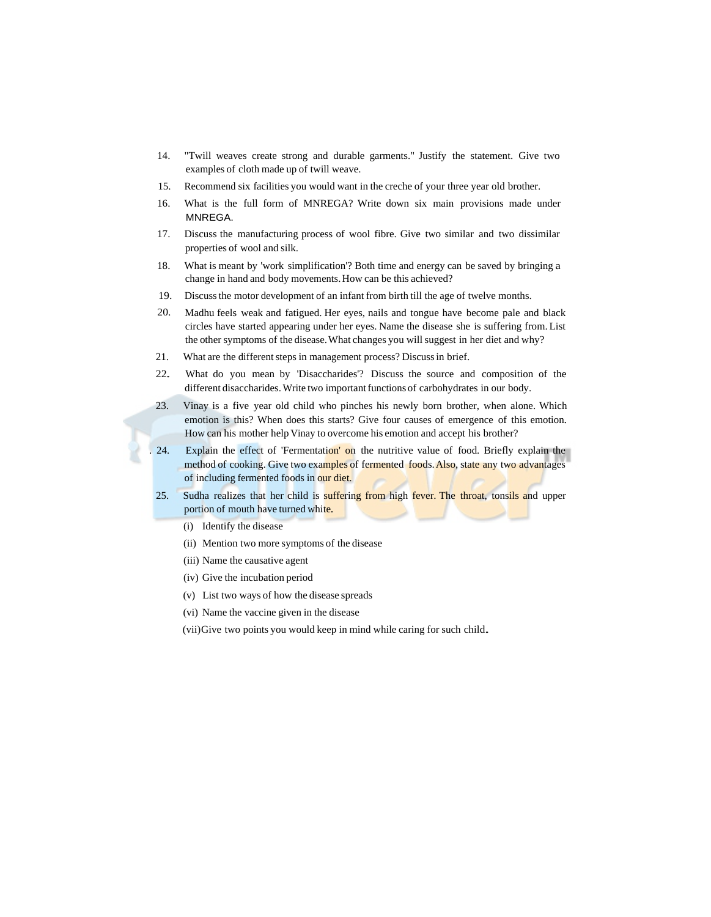14. "Twill weaves create strong and durable garments." Justify the statement. Give two examples of cloth made up of twill weave.
15. Recommend six facilities you would want in the creche of your three year old brother.
16. What is the full form of MNREGA? Write down six main provisions made under MNREGA.
17. Discuss the manufacturing process of wool fibre. Give two similar and two dissimilar properties of wool and silk.
18. What is meant by 'work simplification'? Both time and energy can be saved by bringing a change in hand and body movements. How can be this achieved?
19. Discuss the motor development of an infant from birth till the age of twelve months.
20. Madhu feels weak and fatigued. Her eyes, nails and tongue have become pale and black circles have started appearing under her eyes. Name the disease she is suffering from. List the other symptoms of the disease. What changes you will suggest in her diet and why?
21. What are the different steps in management process? Discuss in brief.
22. What do you mean by 'Disaccharides'? Discuss the source and composition of the different disaccharides. Write two important functions of carbohydrates in our body.
23. Vinay is a five year old child who pinches his newly born brother, when alone. Which emotion is this? When does this starts? Give four causes of emergence of this emotion. How can his mother help Vinay to overcome his emotion and accept his brother?
24. Explain the effect of 'Fermentation' on the nutritive value of food. Briefly explain the method of cooking. Give two examples of fermented foods. Also, state any two advantages of including fermented foods in our diet.
25. Sudha realizes that her child is suffering from high fever. The throat, tonsils and upper portion of mouth have turned white.
    (i) Identify the disease
    (ii) Mention two more symptoms of the disease
    (iii) Name the causative agent
    (iv) Give the incubation period
    (v) List two ways of how the disease spreads
    (vi) Name the vaccine given in the disease
    (vii) Give two points you would keep in mind while caring for such child.